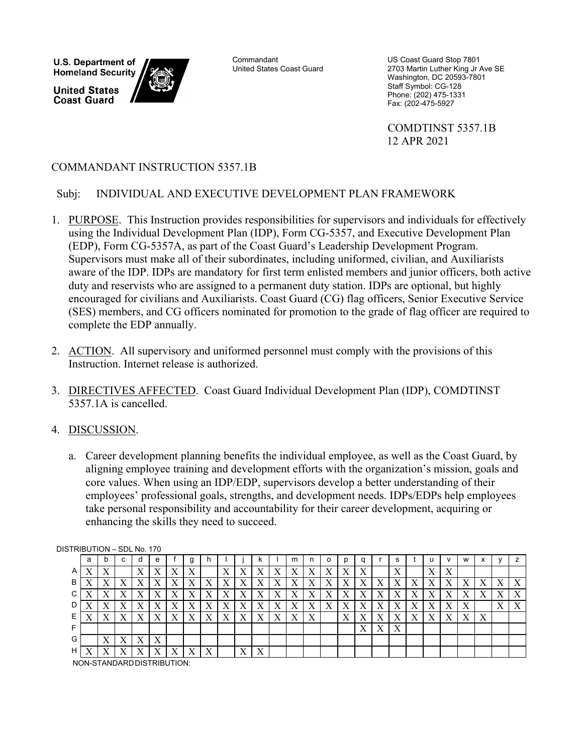**U.S. Department of Homeland Security**

**United States Coast Guard**

Commandant
United States Coast Guard

US Coast Guard Stop 7801
2703 Martin Luther King Jr Ave SE
Washington, DC 20593-7801
Staff Symbol: CG-128
Phone: (202) 475-1331
Fax: (202-475-5927

COMDTINST 5357.1B
12 APR 2021

COMMANDANT INSTRUCTION 5357.1B

Subj: INDIVIDUAL AND EXECUTIVE DEVELOPMENT PLAN FRAMEWORK

1. PURPOSE. This Instruction provides responsibilities for supervisors and individuals for effectively using the Individual Development Plan (IDP), Form CG-5357, and Executive Development Plan (EDP), Form CG-5357A, as part of the Coast Guard's Leadership Development Program. Supervisors must make all of their subordinates, including uniformed, civilian, and Auxiliarists aware of the IDP. IDPs are mandatory for first term enlisted members and junior officers, both active duty and reservists who are assigned to a permanent duty station. IDPs are optional, but highly encouraged for civilians and Auxiliarists. Coast Guard (CG) flag officers, Senior Executive Service (SES) members, and CG officers nominated for promotion to the grade of flag officer are required to complete the EDP annually.

2. ACTION. All supervisory and uniformed personnel must comply with the provisions of this Instruction. Internet release is authorized.

3. DIRECTIVES AFFECTED. Coast Guard Individual Development Plan (IDP), COMDTINST 5357.1A is cancelled.

4. DISCUSSION.

   a. Career development planning benefits the individual employee, as well as the Coast Guard, by aligning employee training and development efforts with the organization's mission, goals and core values. When using an IDP/EDP, supervisors develop a better understanding of their employees' professional goals, strengths, and development needs. IDPs/EDPs help employees take personal responsibility and accountability for their career development, acquiring or enhancing the skills they need to succeed.

DISTRIBUTION – SDL No. 170

| | a | b | c | d | e | f | g | h | i | j | k | l | m | n | o | p | q | r | s | t | u | v | w | x | y | z |
|---|---|---|---|---|---|---|---|---|---|---|---|---|---|---|---|---|---|---|---|---|---|---|---|---|---|---|
| A | X | X | | X | X | X | X | | X | X | X | X | X | X | X | X | X | | X | | X | X | | | | |
| B | X | X | X | X | X | X | X | X | X | X | X | X | X | X | X | X | X | X | X | X | X | X | X | X | X | X |
| C | X | X | X | X | X | X | X | X | X | X | X | X | X | X | X | X | X | X | X | X | X | X | X | X | X | X |
| D | X | X | X | X | X | X | X | X | X | X | X | X | X | X | X | X | X | X | X | X | X | X | X | | X | X |
| E | X | X | X | X | X | X | X | X | X | X | X | X | X | X | | X | X | X | X | X | X | X | X | X | | |
| F | | | | | | | | | | | | | | | | | X | X | X | | | | | | | |
| G | | X | X | X | X | | | | | | | | | | | | | | | | | | | | | |
| H | X | X | X | X | X | X | X | X | | X | X | | | | | | | | | | | | | | | |

NON-STANDARD DISTRIBUTION: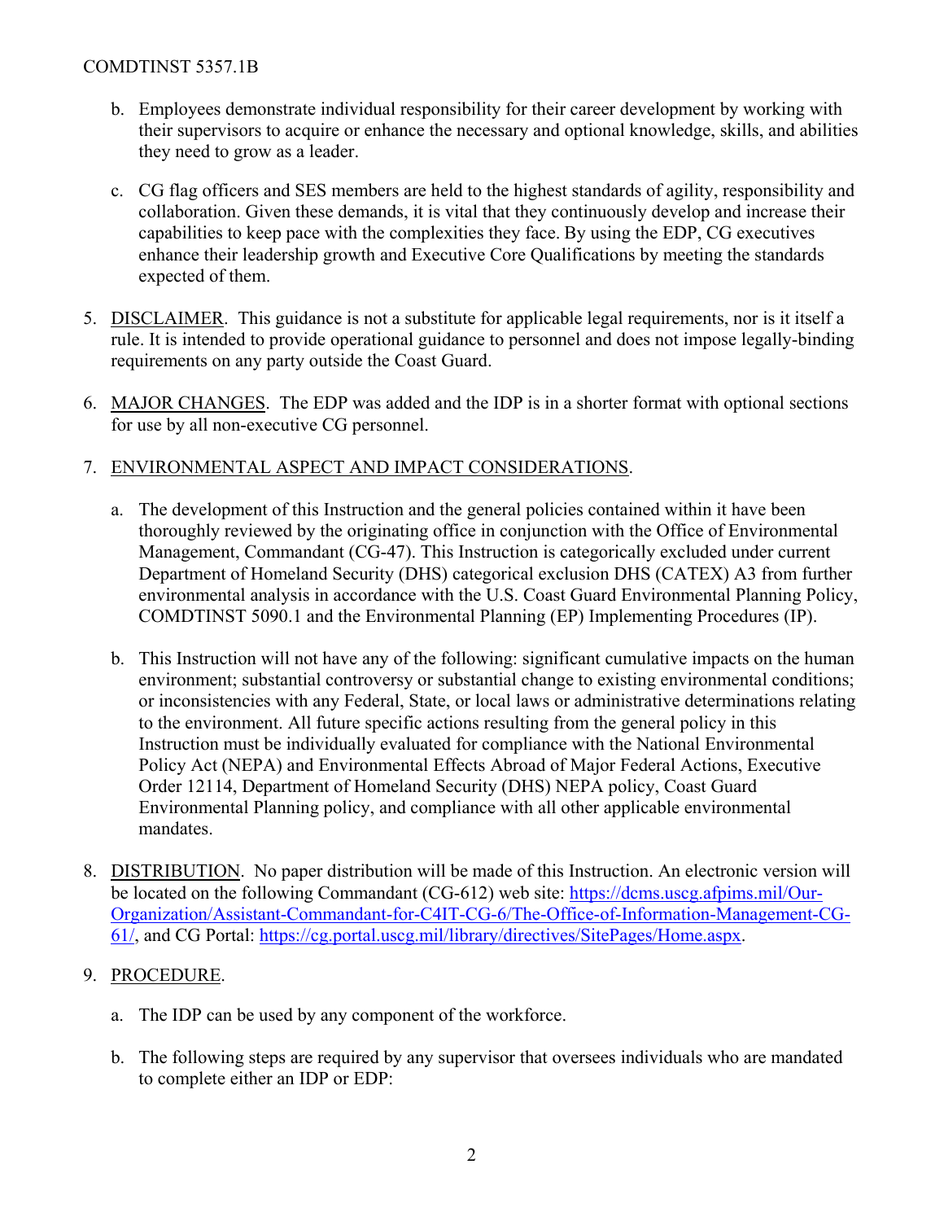b. Employees demonstrate individual responsibility for their career development by working with their supervisors to acquire or enhance the necessary and optional knowledge, skills, and abilities they need to grow as a leader.

c. CG flag officers and SES members are held to the highest standards of agility, responsibility and collaboration. Given these demands, it is vital that they continuously develop and increase their capabilities to keep pace with the complexities they face. By using the EDP, CG executives enhance their leadership growth and Executive Core Qualifications by meeting the standards expected of them.

5. DISCLAIMER. This guidance is not a substitute for applicable legal requirements, nor is it itself a rule. It is intended to provide operational guidance to personnel and does not impose legally-binding requirements on any party outside the Coast Guard.

6. MAJOR CHANGES. The EDP was added and the IDP is in a shorter format with optional sections for use by all non-executive CG personnel.

7. ENVIRONMENTAL ASPECT AND IMPACT CONSIDERATIONS.

   a. The development of this Instruction and the general policies contained within it have been thoroughly reviewed by the originating office in conjunction with the Office of Environmental Management, Commandant (CG-47). This Instruction is categorically excluded under current Department of Homeland Security (DHS) categorical exclusion DHS (CATEX) A3 from further environmental analysis in accordance with the U.S. Coast Guard Environmental Planning Policy, COMDTINST 5090.1 and the Environmental Planning (EP) Implementing Procedures (IP).

   b. This Instruction will not have any of the following: significant cumulative impacts on the human environment; substantial controversy or substantial change to existing environmental conditions; or inconsistencies with any Federal, State, or local laws or administrative determinations relating to the environment. All future specific actions resulting from the general policy in this Instruction must be individually evaluated for compliance with the National Environmental Policy Act (NEPA) and Environmental Effects Abroad of Major Federal Actions, Executive Order 12114, Department of Homeland Security (DHS) NEPA policy, Coast Guard Environmental Planning policy, and compliance with all other applicable environmental mandates.

8. DISTRIBUTION. No paper distribution will be made of this Instruction. An electronic version will be located on the following Commandant (CG-612) web site: https://dcms.uscg.afpims.mil/Our-Organization/Assistant-Commandant-for-C4IT-CG-6/The-Office-of-Information-Management-CG-61/, and CG Portal: https://cg.portal.uscg.mil/library/directives/SitePages/Home.aspx.

9. PROCEDURE.

   a. The IDP can be used by any component of the workforce.

   b. The following steps are required by any supervisor that oversees individuals who are mandated to complete either an IDP or EDP: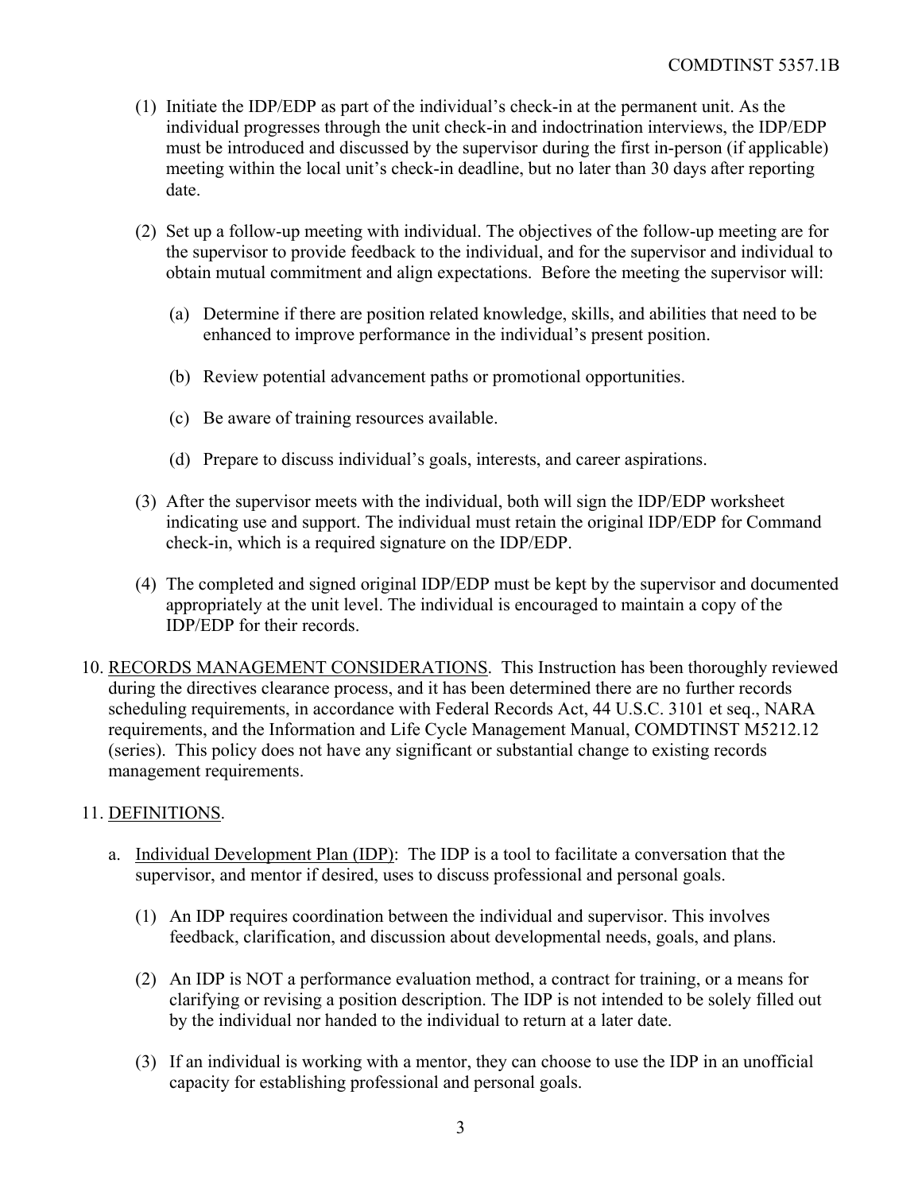(1) Initiate the IDP/EDP as part of the individual's check-in at the permanent unit. As the individual progresses through the unit check-in and indoctrination interviews, the IDP/EDP must be introduced and discussed by the supervisor during the first in-person (if applicable) meeting within the local unit's check-in deadline, but no later than 30 days after reporting date.

(2) Set up a follow-up meeting with individual. The objectives of the follow-up meeting are for the supervisor to provide feedback to the individual, and for the supervisor and individual to obtain mutual commitment and align expectations. Before the meeting the supervisor will:

   (a) Determine if there are position related knowledge, skills, and abilities that need to be enhanced to improve performance in the individual's present position.

   (b) Review potential advancement paths or promotional opportunities.

   (c) Be aware of training resources available.

   (d) Prepare to discuss individual's goals, interests, and career aspirations.

(3) After the supervisor meets with the individual, both will sign the IDP/EDP worksheet indicating use and support. The individual must retain the original IDP/EDP for Command check-in, which is a required signature on the IDP/EDP.

(4) The completed and signed original IDP/EDP must be kept by the supervisor and documented appropriately at the unit level. The individual is encouraged to maintain a copy of the IDP/EDP for their records.

10. RECORDS MANAGEMENT CONSIDERATIONS. This Instruction has been thoroughly reviewed during the directives clearance process, and it has been determined there are no further records scheduling requirements, in accordance with Federal Records Act, 44 U.S.C. 3101 et seq., NARA requirements, and the Information and Life Cycle Management Manual, COMDTINST M5212.12 (series). This policy does not have any significant or substantial change to existing records management requirements.

11. DEFINITIONS.

   a. Individual Development Plan (IDP): The IDP is a tool to facilitate a conversation that the supervisor, and mentor if desired, uses to discuss professional and personal goals.

      (1) An IDP requires coordination between the individual and supervisor. This involves feedback, clarification, and discussion about developmental needs, goals, and plans.

      (2) An IDP is NOT a performance evaluation method, a contract for training, or a means for clarifying or revising a position description. The IDP is not intended to be solely filled out by the individual nor handed to the individual to return at a later date.

      (3) If an individual is working with a mentor, they can choose to use the IDP in an unofficial capacity for establishing professional and personal goals.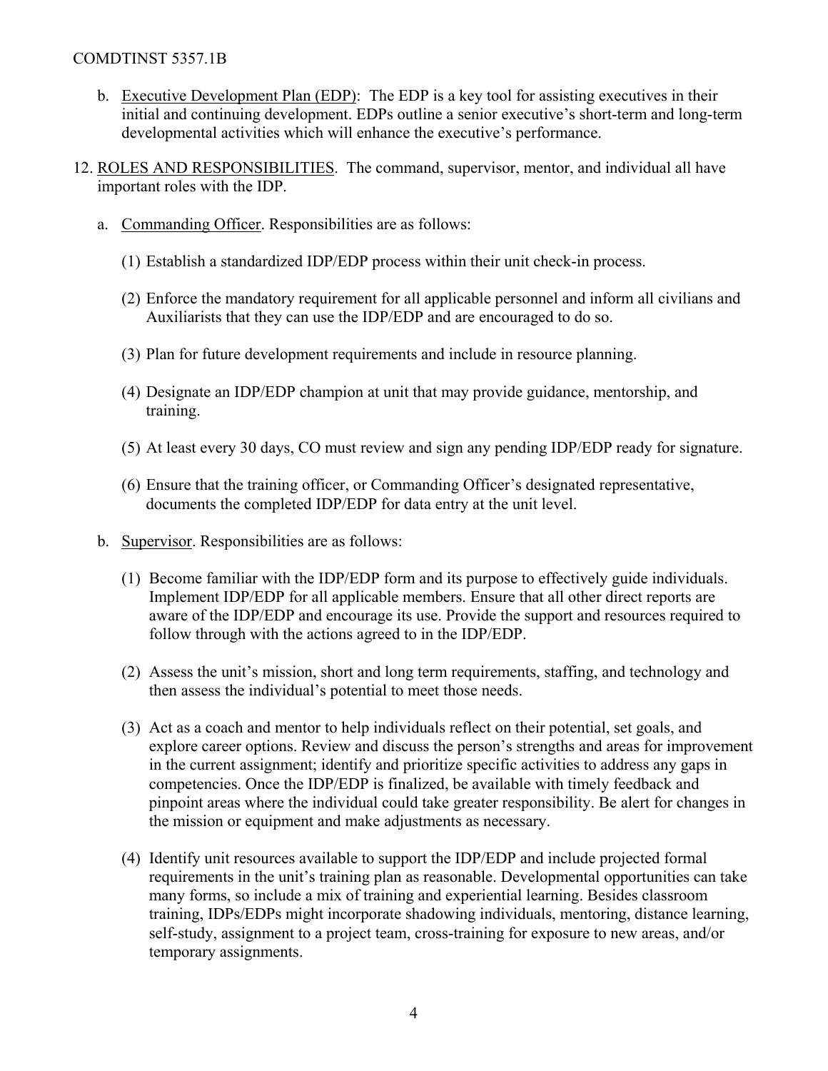b. Executive Development Plan (EDP): The EDP is a key tool for assisting executives in their initial and continuing development. EDPs outline a senior executive's short-term and long-term developmental activities which will enhance the executive's performance.

12. ROLES AND RESPONSIBILITIES. The command, supervisor, mentor, and individual all have important roles with the IDP.

    a. Commanding Officer. Responsibilities are as follows:

        (1) Establish a standardized IDP/EDP process within their unit check-in process.

        (2) Enforce the mandatory requirement for all applicable personnel and inform all civilians and Auxiliarists that they can use the IDP/EDP and are encouraged to do so.

        (3) Plan for future development requirements and include in resource planning.

        (4) Designate an IDP/EDP champion at unit that may provide guidance, mentorship, and training.

        (5) At least every 30 days, CO must review and sign any pending IDP/EDP ready for signature.

        (6) Ensure that the training officer, or Commanding Officer's designated representative, documents the completed IDP/EDP for data entry at the unit level.

    b. Supervisor. Responsibilities are as follows:

        (1) Become familiar with the IDP/EDP form and its purpose to effectively guide individuals. Implement IDP/EDP for all applicable members. Ensure that all other direct reports are aware of the IDP/EDP and encourage its use. Provide the support and resources required to follow through with the actions agreed to in the IDP/EDP.

        (2) Assess the unit's mission, short and long term requirements, staffing, and technology and then assess the individual's potential to meet those needs.

        (3) Act as a coach and mentor to help individuals reflect on their potential, set goals, and explore career options. Review and discuss the person's strengths and areas for improvement in the current assignment; identify and prioritize specific activities to address any gaps in competencies. Once the IDP/EDP is finalized, be available with timely feedback and pinpoint areas where the individual could take greater responsibility. Be alert for changes in the mission or equipment and make adjustments as necessary.

        (4) Identify unit resources available to support the IDP/EDP and include projected formal requirements in the unit's training plan as reasonable. Developmental opportunities can take many forms, so include a mix of training and experiential learning. Besides classroom training, IDPs/EDPs might incorporate shadowing individuals, mentoring, distance learning, self-study, assignment to a project team, cross-training for exposure to new areas, and/or temporary assignments.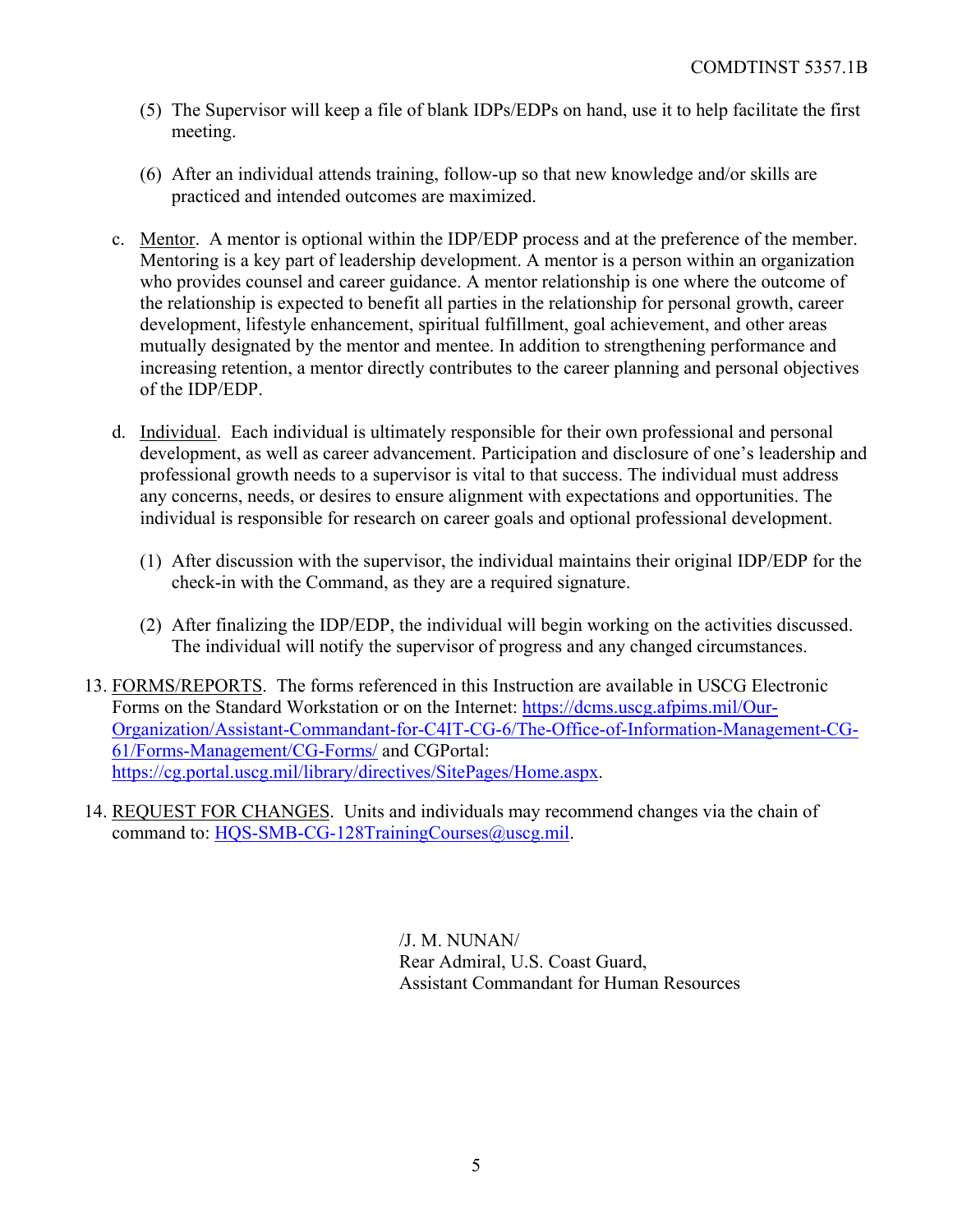(5) The Supervisor will keep a file of blank IDPs/EDPs on hand, use it to help facilitate the first meeting.

(6) After an individual attends training, follow-up so that new knowledge and/or skills are practiced and intended outcomes are maximized.

c. Mentor. A mentor is optional within the IDP/EDP process and at the preference of the member. Mentoring is a key part of leadership development. A mentor is a person within an organization who provides counsel and career guidance. A mentor relationship is one where the outcome of the relationship is expected to benefit all parties in the relationship for personal growth, career development, lifestyle enhancement, spiritual fulfillment, goal achievement, and other areas mutually designated by the mentor and mentee. In addition to strengthening performance and increasing retention, a mentor directly contributes to the career planning and personal objectives of the IDP/EDP.

d. Individual. Each individual is ultimately responsible for their own professional and personal development, as well as career advancement. Participation and disclosure of one's leadership and professional growth needs to a supervisor is vital to that success. The individual must address any concerns, needs, or desires to ensure alignment with expectations and opportunities. The individual is responsible for research on career goals and optional professional development.

(1) After discussion with the supervisor, the individual maintains their original IDP/EDP for the check-in with the Command, as they are a required signature.

(2) After finalizing the IDP/EDP, the individual will begin working on the activities discussed. The individual will notify the supervisor of progress and any changed circumstances.

13. FORMS/REPORTS. The forms referenced in this Instruction are available in USCG Electronic Forms on the Standard Workstation or on the Internet: https://dcms.uscg.afpims.mil/Our-Organization/Assistant-Commandant-for-C4IT-CG-6/The-Office-of-Information-Management-CG-61/Forms-Management/CG-Forms/ and CGPortal: https://cg.portal.uscg.mil/library/directives/SitePages/Home.aspx.

14. REQUEST FOR CHANGES. Units and individuals may recommend changes via the chain of command to: HQS-SMB-CG-128TrainingCourses@uscg.mil.

/J. M. NUNAN/
Rear Admiral, U.S. Coast Guard,
Assistant Commandant for Human Resources